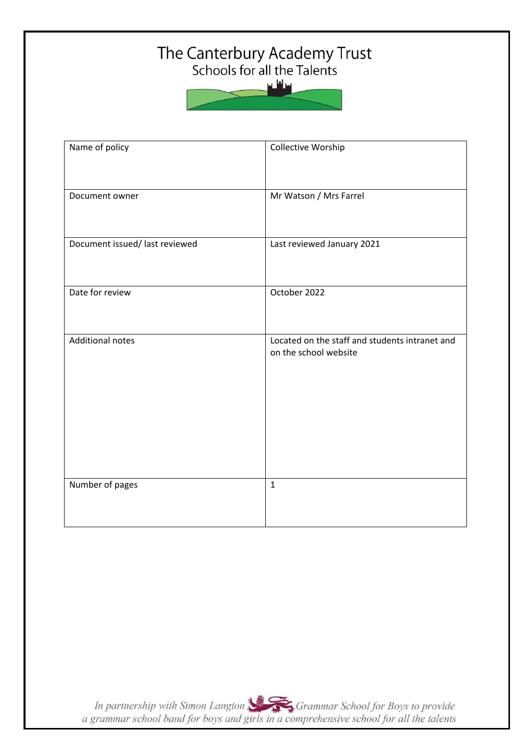# The Canterbury Academy Trust

Schools for all the Talents

| Name of policy | Collective Worship |
|---|---|
| Document owner | Mr Watson / Mrs Farrel |
| Document issued/ last reviewed | Last reviewed January 2021 |
| Date for review | October 2022 |
| Additional notes | Located on the staff and students intranet and on the school website |
| Number of pages | 1 |

*In partnership with Simon Langton Grammar School for Boys to provide a grammar school band for boys and girls in a comprehensive school for all the talents*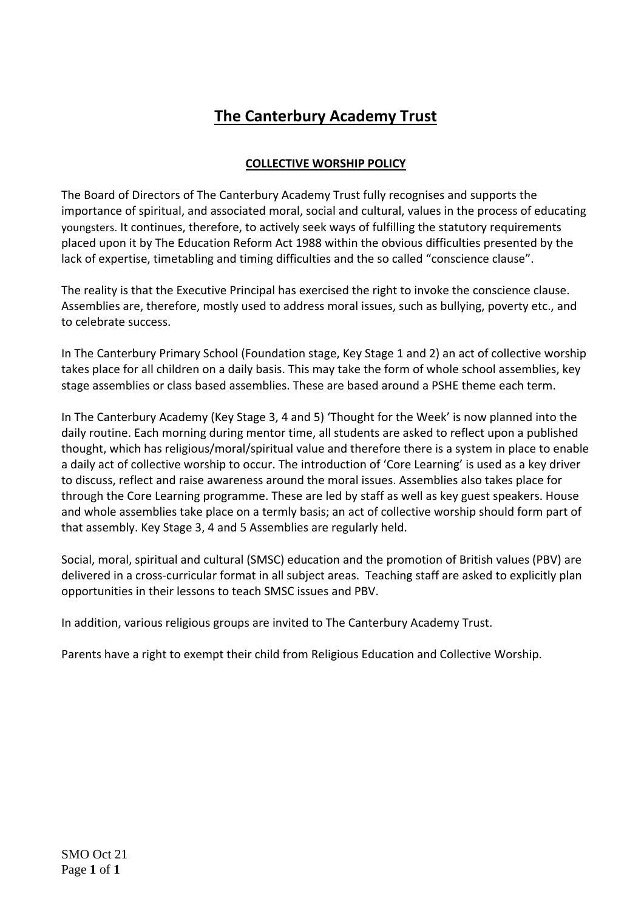# The Canterbury Academy Trust

## COLLECTIVE WORSHIP POLICY

The Board of Directors of The Canterbury Academy Trust fully recognises and supports the importance of spiritual, and associated moral, social and cultural, values in the process of educating youngsters. It continues, therefore, to actively seek ways of fulfilling the statutory requirements placed upon it by The Education Reform Act 1988 within the obvious difficulties presented by the lack of expertise, timetabling and timing difficulties and the so called "conscience clause".

The reality is that the Executive Principal has exercised the right to invoke the conscience clause. Assemblies are, therefore, mostly used to address moral issues, such as bullying, poverty etc., and to celebrate success.

In The Canterbury Primary School (Foundation stage, Key Stage 1 and 2) an act of collective worship takes place for all children on a daily basis. This may take the form of whole school assemblies, key stage assemblies or class based assemblies. These are based around a PSHE theme each term.

In The Canterbury Academy (Key Stage 3, 4 and 5) 'Thought for the Week' is now planned into the daily routine. Each morning during mentor time, all students are asked to reflect upon a published thought, which has religious/moral/spiritual value and therefore there is a system in place to enable a daily act of collective worship to occur. The introduction of 'Core Learning' is used as a key driver to discuss, reflect and raise awareness around the moral issues. Assemblies also takes place for through the Core Learning programme. These are led by staff as well as key guest speakers. House and whole assemblies take place on a termly basis; an act of collective worship should form part of that assembly. Key Stage 3, 4 and 5 Assemblies are regularly held.

Social, moral, spiritual and cultural (SMSC) education and the promotion of British values (PBV) are delivered in a cross-curricular format in all subject areas. Teaching staff are asked to explicitly plan opportunities in their lessons to teach SMSC issues and PBV.

In addition, various religious groups are invited to The Canterbury Academy Trust.

Parents have a right to exempt their child from Religious Education and Collective Worship.

SMO Oct 21